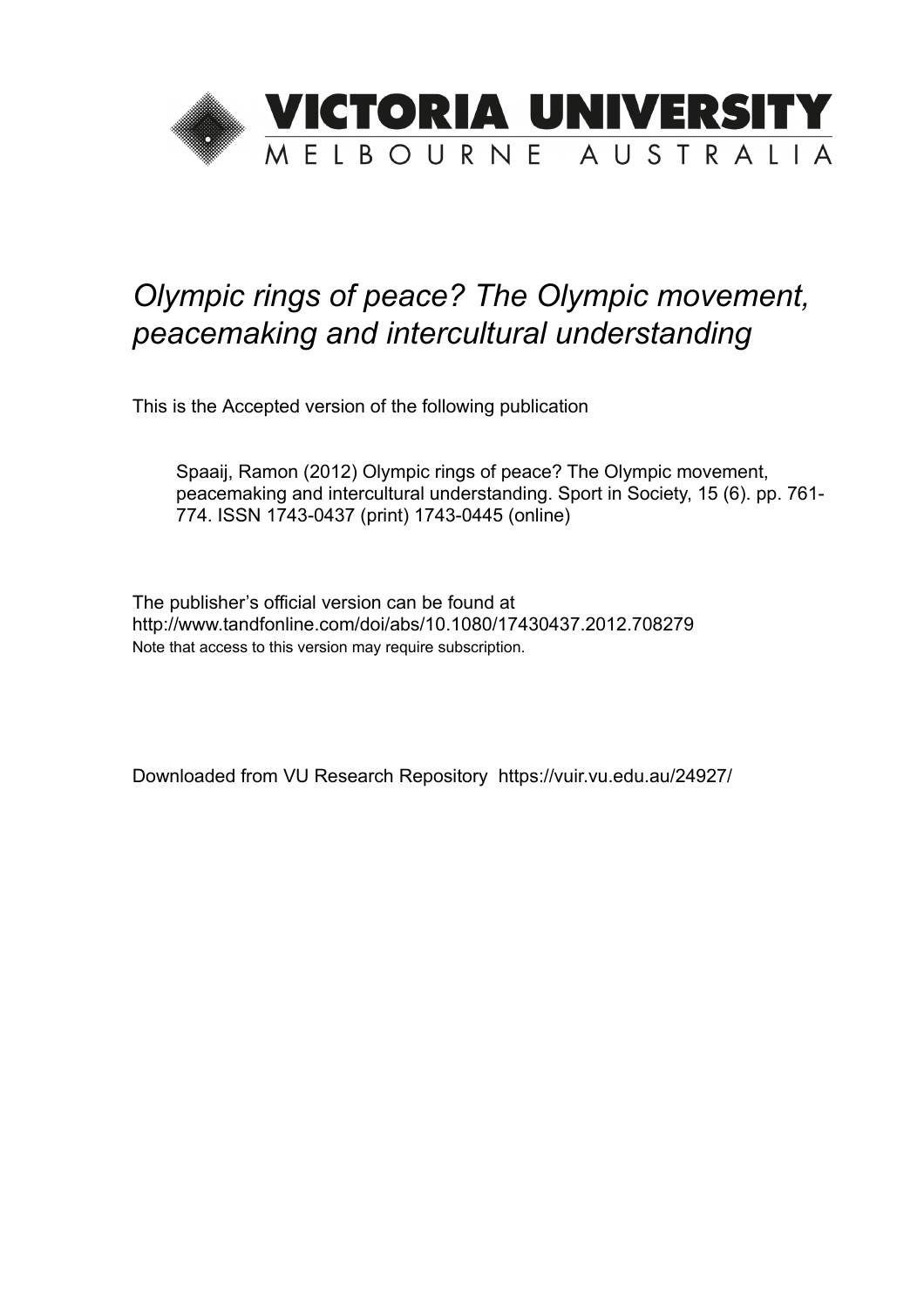VICTORIA UNIVERSITY
MELBOURNE AUSTRALIA

# *Olympic rings of peace? The Olympic movement, peacemaking and intercultural understanding*

This is the Accepted version of the following publication

> Spaaij, Ramon (2012) Olympic rings of peace? The Olympic movement, peacemaking and intercultural understanding. Sport in Society, 15 (6). pp. 761-774. ISSN 1743-0437 (print) 1743-0445 (online)

The publisher's official version can be found at
http://www.tandfonline.com/doi/abs/10.1080/17430437.2012.708279
Note that access to this version may require subscription.

Downloaded from VU Research Repository https://vuir.vu.edu.au/24927/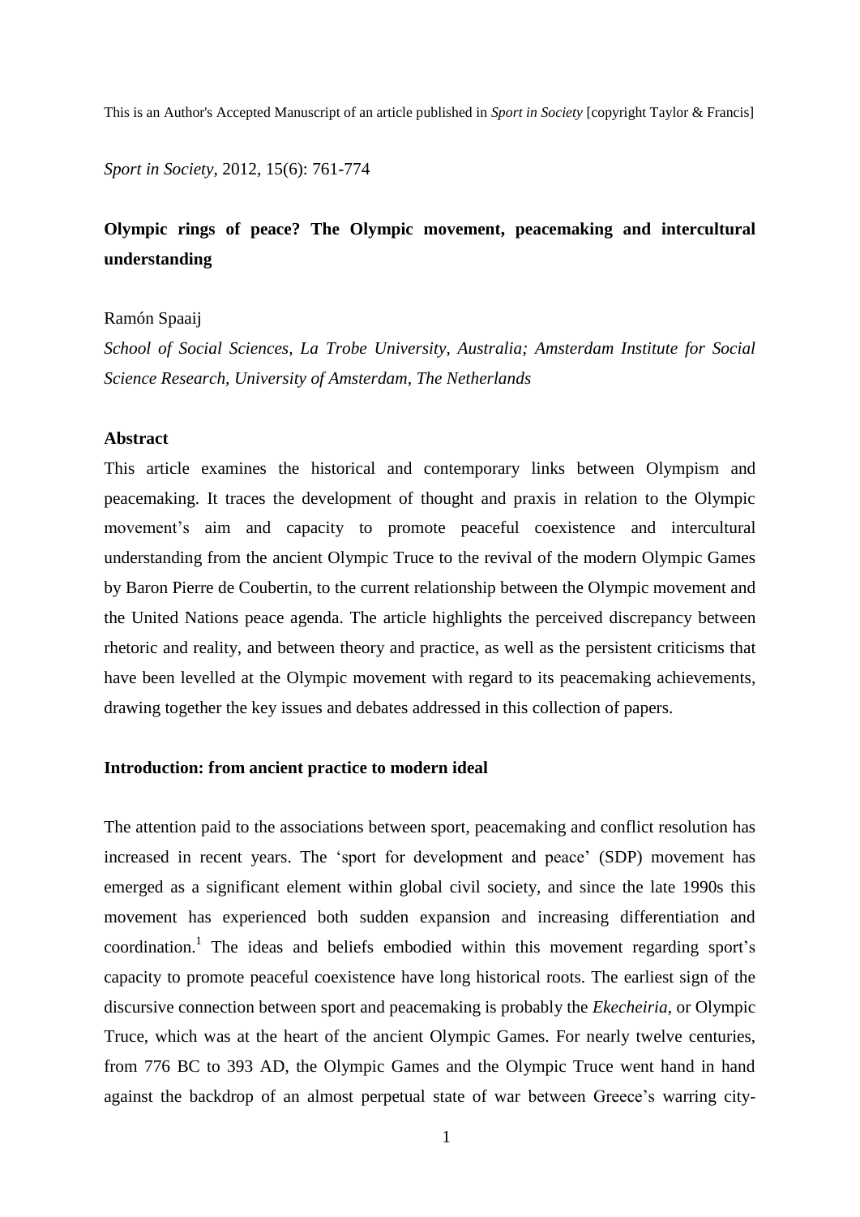This is an Author's Accepted Manuscript of an article published in *Sport in Society* [copyright Taylor & Francis]

*Sport in Society*, 2012, 15(6): 761-774

# Olympic rings of peace? The Olympic movement, peacemaking and intercultural understanding

Ramón Spaaij

*School of Social Sciences, La Trobe University, Australia; Amsterdam Institute for Social Science Research, University of Amsterdam, The Netherlands*

## Abstract

This article examines the historical and contemporary links between Olympism and peacemaking. It traces the development of thought and praxis in relation to the Olympic movement's aim and capacity to promote peaceful coexistence and intercultural understanding from the ancient Olympic Truce to the revival of the modern Olympic Games by Baron Pierre de Coubertin, to the current relationship between the Olympic movement and the United Nations peace agenda. The article highlights the perceived discrepancy between rhetoric and reality, and between theory and practice, as well as the persistent criticisms that have been levelled at the Olympic movement with regard to its peacemaking achievements, drawing together the key issues and debates addressed in this collection of papers.

## Introduction: from ancient practice to modern ideal

The attention paid to the associations between sport, peacemaking and conflict resolution has increased in recent years. The 'sport for development and peace' (SDP) movement has emerged as a significant element within global civil society, and since the late 1990s this movement has experienced both sudden expansion and increasing differentiation and coordination.[1] The ideas and beliefs embodied within this movement regarding sport's capacity to promote peaceful coexistence have long historical roots. The earliest sign of the discursive connection between sport and peacemaking is probably the *Ekecheiria*, or Olympic Truce, which was at the heart of the ancient Olympic Games. For nearly twelve centuries, from 776 BC to 393 AD, the Olympic Games and the Olympic Truce went hand in hand against the backdrop of an almost perpetual state of war between Greece's warring city-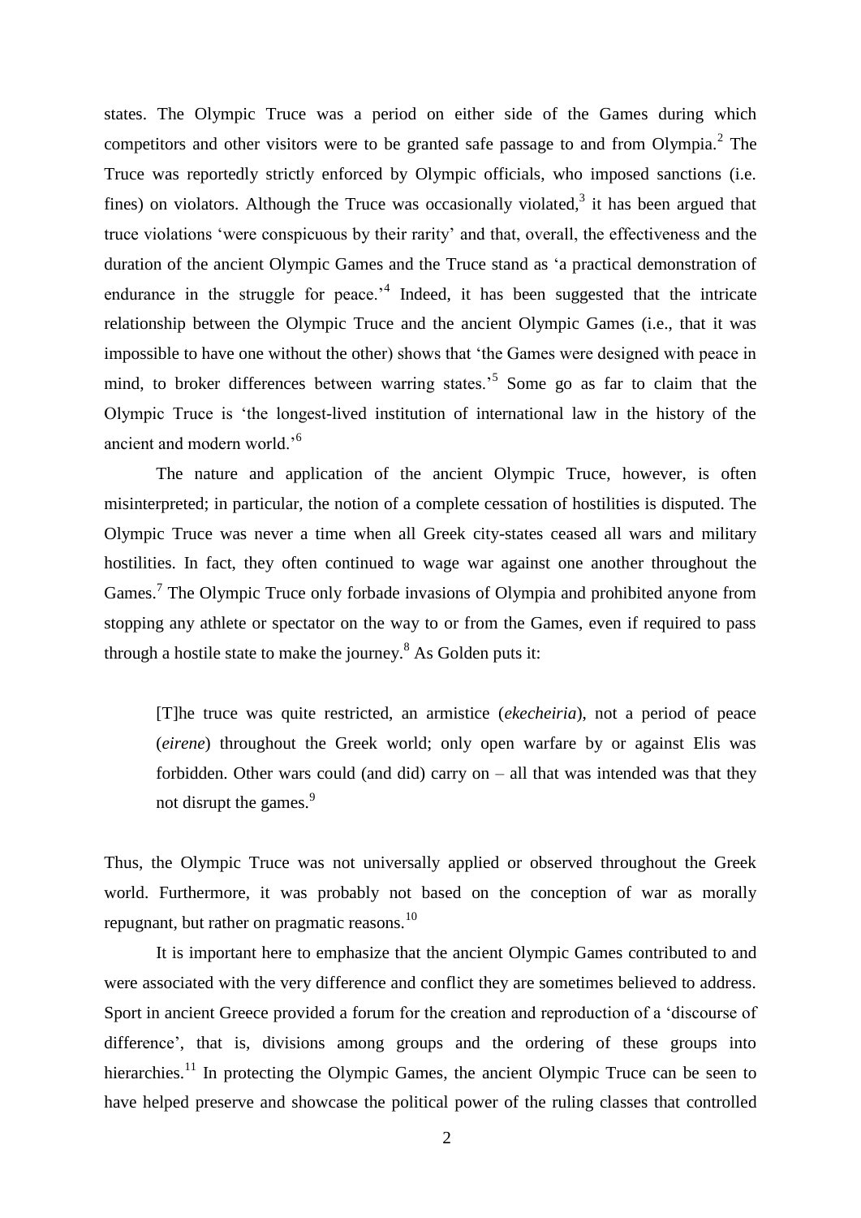states. The Olympic Truce was a period on either side of the Games during which competitors and other visitors were to be granted safe passage to and from Olympia.[2] The Truce was reportedly strictly enforced by Olympic officials, who imposed sanctions (i.e. fines) on violators. Although the Truce was occasionally violated,[3] it has been argued that truce violations 'were conspicuous by their rarity' and that, overall, the effectiveness and the duration of the ancient Olympic Games and the Truce stand as 'a practical demonstration of endurance in the struggle for peace.'[4] Indeed, it has been suggested that the intricate relationship between the Olympic Truce and the ancient Olympic Games (i.e., that it was impossible to have one without the other) shows that 'the Games were designed with peace in mind, to broker differences between warring states.'[5] Some go as far to claim that the Olympic Truce is 'the longest-lived institution of international law in the history of the ancient and modern world.'[6]

The nature and application of the ancient Olympic Truce, however, is often misinterpreted; in particular, the notion of a complete cessation of hostilities is disputed. The Olympic Truce was never a time when all Greek city-states ceased all wars and military hostilities. In fact, they often continued to wage war against one another throughout the Games.[7] The Olympic Truce only forbade invasions of Olympia and prohibited anyone from stopping any athlete or spectator on the way to or from the Games, even if required to pass through a hostile state to make the journey.[8] As Golden puts it:

> [T]he truce was quite restricted, an armistice (*ekecheiria*), not a period of peace (*eirene*) throughout the Greek world; only open warfare by or against Elis was forbidden. Other wars could (and did) carry on – all that was intended was that they not disrupt the games.[9]

Thus, the Olympic Truce was not universally applied or observed throughout the Greek world. Furthermore, it was probably not based on the conception of war as morally repugnant, but rather on pragmatic reasons.[10]

It is important here to emphasize that the ancient Olympic Games contributed to and were associated with the very difference and conflict they are sometimes believed to address. Sport in ancient Greece provided a forum for the creation and reproduction of a 'discourse of difference', that is, divisions among groups and the ordering of these groups into hierarchies.[11] In protecting the Olympic Games, the ancient Olympic Truce can be seen to have helped preserve and showcase the political power of the ruling classes that controlled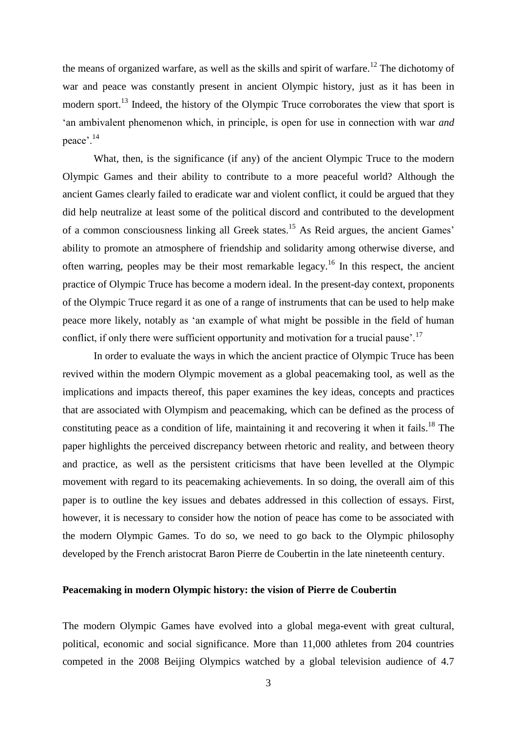the means of organized warfare, as well as the skills and spirit of warfare.[12] The dichotomy of war and peace was constantly present in ancient Olympic history, just as it has been in modern sport.[13] Indeed, the history of the Olympic Truce corroborates the view that sport is 'an ambivalent phenomenon which, in principle, is open for use in connection with war *and* peace'.[14]

What, then, is the significance (if any) of the ancient Olympic Truce to the modern Olympic Games and their ability to contribute to a more peaceful world? Although the ancient Games clearly failed to eradicate war and violent conflict, it could be argued that they did help neutralize at least some of the political discord and contributed to the development of a common consciousness linking all Greek states.[15] As Reid argues, the ancient Games' ability to promote an atmosphere of friendship and solidarity among otherwise diverse, and often warring, peoples may be their most remarkable legacy.[16] In this respect, the ancient practice of Olympic Truce has become a modern ideal. In the present-day context, proponents of the Olympic Truce regard it as one of a range of instruments that can be used to help make peace more likely, notably as 'an example of what might be possible in the field of human conflict, if only there were sufficient opportunity and motivation for a trucial pause'.[17]

In order to evaluate the ways in which the ancient practice of Olympic Truce has been revived within the modern Olympic movement as a global peacemaking tool, as well as the implications and impacts thereof, this paper examines the key ideas, concepts and practices that are associated with Olympism and peacemaking, which can be defined as the process of constituting peace as a condition of life, maintaining it and recovering it when it fails.[18] The paper highlights the perceived discrepancy between rhetoric and reality, and between theory and practice, as well as the persistent criticisms that have been levelled at the Olympic movement with regard to its peacemaking achievements. In so doing, the overall aim of this paper is to outline the key issues and debates addressed in this collection of essays. First, however, it is necessary to consider how the notion of peace has come to be associated with the modern Olympic Games. To do so, we need to go back to the Olympic philosophy developed by the French aristocrat Baron Pierre de Coubertin in the late nineteenth century.

## Peacemaking in modern Olympic history: the vision of Pierre de Coubertin

The modern Olympic Games have evolved into a global mega-event with great cultural, political, economic and social significance. More than 11,000 athletes from 204 countries competed in the 2008 Beijing Olympics watched by a global television audience of 4.7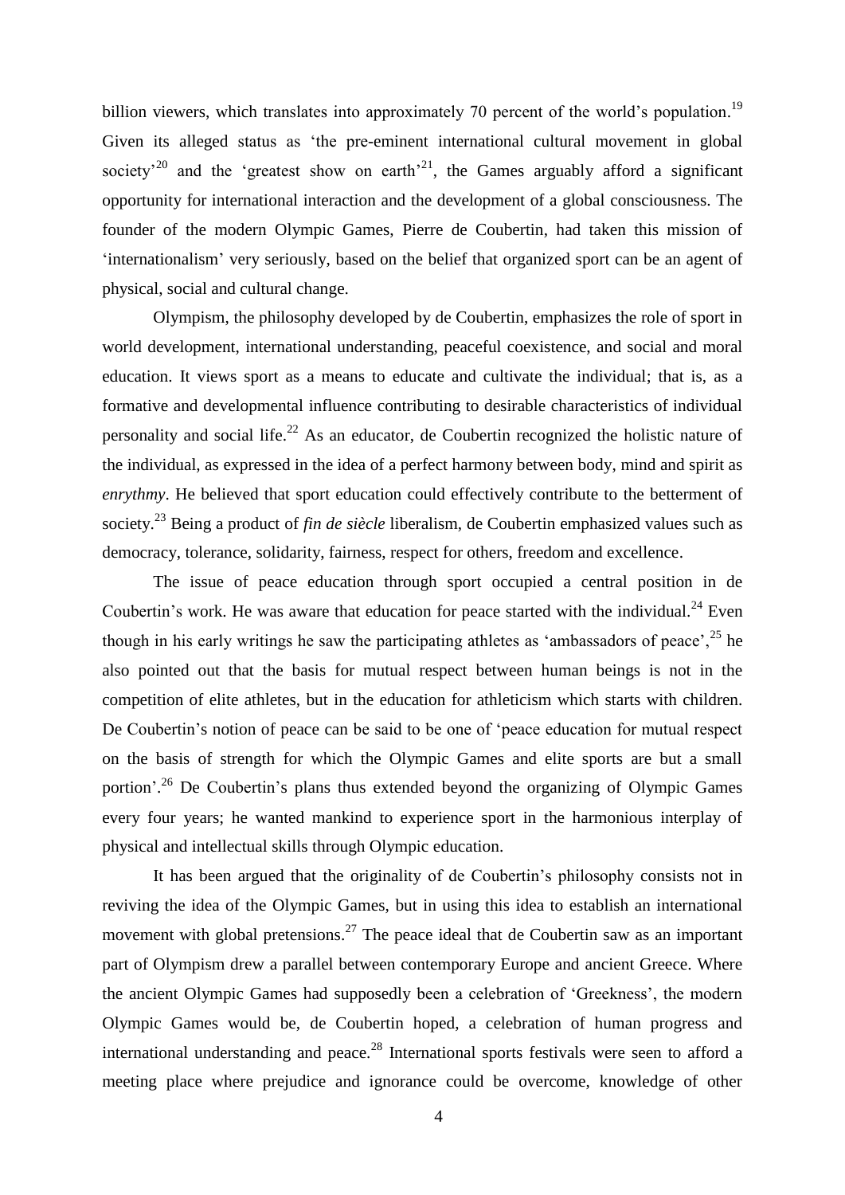billion viewers, which translates into approximately 70 percent of the world's population.[19] Given its alleged status as 'the pre-eminent international cultural movement in global society'[20] and the 'greatest show on earth'[21], the Games arguably afford a significant opportunity for international interaction and the development of a global consciousness. The founder of the modern Olympic Games, Pierre de Coubertin, had taken this mission of 'internationalism' very seriously, based on the belief that organized sport can be an agent of physical, social and cultural change.

Olympism, the philosophy developed by de Coubertin, emphasizes the role of sport in world development, international understanding, peaceful coexistence, and social and moral education. It views sport as a means to educate and cultivate the individual; that is, as a formative and developmental influence contributing to desirable characteristics of individual personality and social life.[22] As an educator, de Coubertin recognized the holistic nature of the individual, as expressed in the idea of a perfect harmony between body, mind and spirit as *enrythmy*. He believed that sport education could effectively contribute to the betterment of society.[23] Being a product of *fin de siècle* liberalism, de Coubertin emphasized values such as democracy, tolerance, solidarity, fairness, respect for others, freedom and excellence.

The issue of peace education through sport occupied a central position in de Coubertin's work. He was aware that education for peace started with the individual.[24] Even though in his early writings he saw the participating athletes as 'ambassadors of peace',[25] he also pointed out that the basis for mutual respect between human beings is not in the competition of elite athletes, but in the education for athleticism which starts with children. De Coubertin's notion of peace can be said to be one of 'peace education for mutual respect on the basis of strength for which the Olympic Games and elite sports are but a small portion'.[26] De Coubertin's plans thus extended beyond the organizing of Olympic Games every four years; he wanted mankind to experience sport in the harmonious interplay of physical and intellectual skills through Olympic education.

It has been argued that the originality of de Coubertin's philosophy consists not in reviving the idea of the Olympic Games, but in using this idea to establish an international movement with global pretensions.[27] The peace ideal that de Coubertin saw as an important part of Olympism drew a parallel between contemporary Europe and ancient Greece. Where the ancient Olympic Games had supposedly been a celebration of 'Greekness', the modern Olympic Games would be, de Coubertin hoped, a celebration of human progress and international understanding and peace.[28] International sports festivals were seen to afford a meeting place where prejudice and ignorance could be overcome, knowledge of other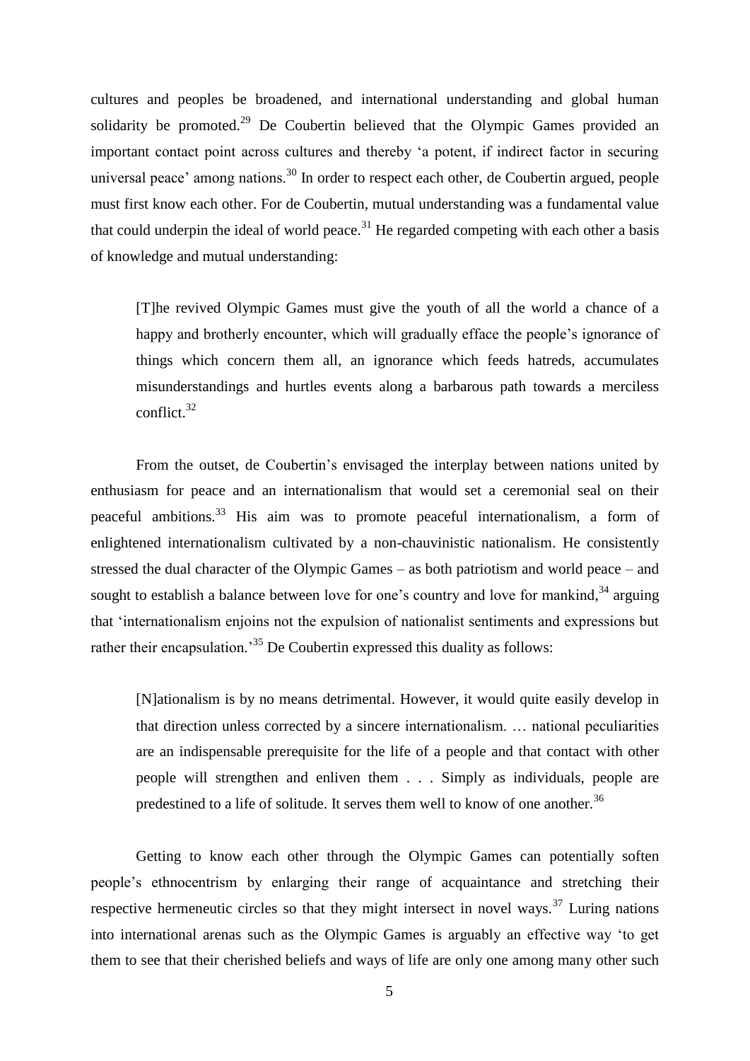cultures and peoples be broadened, and international understanding and global human solidarity be promoted.[29] De Coubertin believed that the Olympic Games provided an important contact point across cultures and thereby 'a potent, if indirect factor in securing universal peace' among nations.[30] In order to respect each other, de Coubertin argued, people must first know each other. For de Coubertin, mutual understanding was a fundamental value that could underpin the ideal of world peace.[31] He regarded competing with each other a basis of knowledge and mutual understanding:

> [T]he revived Olympic Games must give the youth of all the world a chance of a happy and brotherly encounter, which will gradually efface the people's ignorance of things which concern them all, an ignorance which feeds hatreds, accumulates misunderstandings and hurtles events along a barbarous path towards a merciless conflict.[32]

From the outset, de Coubertin's envisaged the interplay between nations united by enthusiasm for peace and an internationalism that would set a ceremonial seal on their peaceful ambitions.[33] His aim was to promote peaceful internationalism, a form of enlightened internationalism cultivated by a non-chauvinistic nationalism. He consistently stressed the dual character of the Olympic Games – as both patriotism and world peace – and sought to establish a balance between love for one's country and love for mankind,[34] arguing that 'internationalism enjoins not the expulsion of nationalist sentiments and expressions but rather their encapsulation.'[35] De Coubertin expressed this duality as follows:

> [N]ationalism is by no means detrimental. However, it would quite easily develop in that direction unless corrected by a sincere internationalism. … national peculiarities are an indispensable prerequisite for the life of a people and that contact with other people will strengthen and enliven them . . . Simply as individuals, people are predestined to a life of solitude. It serves them well to know of one another.[36]

Getting to know each other through the Olympic Games can potentially soften people's ethnocentrism by enlarging their range of acquaintance and stretching their respective hermeneutic circles so that they might intersect in novel ways.[37] Luring nations into international arenas such as the Olympic Games is arguably an effective way 'to get them to see that their cherished beliefs and ways of life are only one among many other such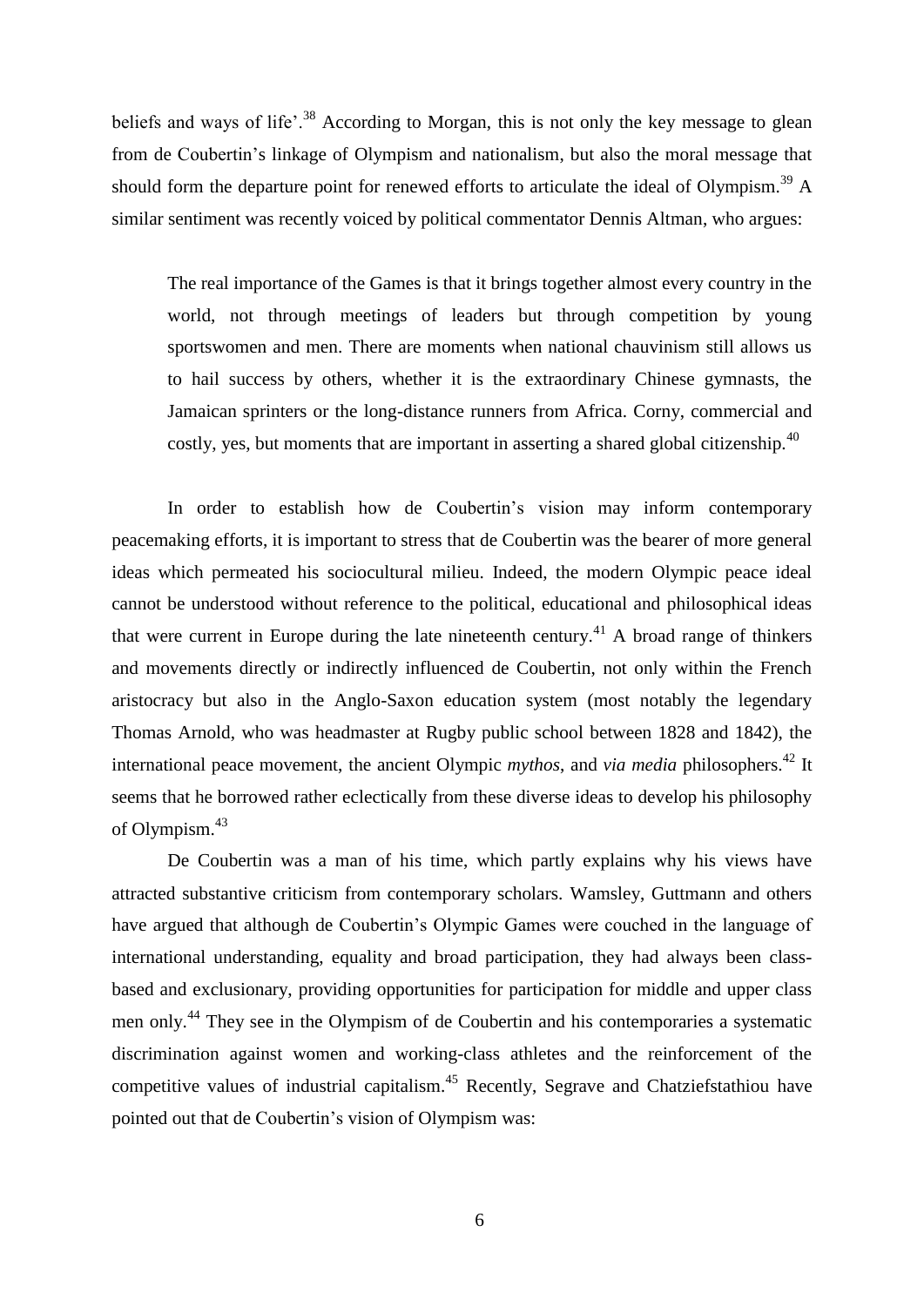beliefs and ways of life'.[38] According to Morgan, this is not only the key message to glean from de Coubertin's linkage of Olympism and nationalism, but also the moral message that should form the departure point for renewed efforts to articulate the ideal of Olympism.[39] A similar sentiment was recently voiced by political commentator Dennis Altman, who argues:

> The real importance of the Games is that it brings together almost every country in the world, not through meetings of leaders but through competition by young sportswomen and men. There are moments when national chauvinism still allows us to hail success by others, whether it is the extraordinary Chinese gymnasts, the Jamaican sprinters or the long-distance runners from Africa. Corny, commercial and costly, yes, but moments that are important in asserting a shared global citizenship.[40]

In order to establish how de Coubertin's vision may inform contemporary peacemaking efforts, it is important to stress that de Coubertin was the bearer of more general ideas which permeated his sociocultural milieu. Indeed, the modern Olympic peace ideal cannot be understood without reference to the political, educational and philosophical ideas that were current in Europe during the late nineteenth century.[41] A broad range of thinkers and movements directly or indirectly influenced de Coubertin, not only within the French aristocracy but also in the Anglo-Saxon education system (most notably the legendary Thomas Arnold, who was headmaster at Rugby public school between 1828 and 1842), the international peace movement, the ancient Olympic *mythos*, and *via media* philosophers.[42] It seems that he borrowed rather eclectically from these diverse ideas to develop his philosophy of Olympism.[43]

De Coubertin was a man of his time, which partly explains why his views have attracted substantive criticism from contemporary scholars. Wamsley, Guttmann and others have argued that although de Coubertin's Olympic Games were couched in the language of international understanding, equality and broad participation, they had always been class-based and exclusionary, providing opportunities for participation for middle and upper class men only.[44] They see in the Olympism of de Coubertin and his contemporaries a systematic discrimination against women and working-class athletes and the reinforcement of the competitive values of industrial capitalism.[45] Recently, Segrave and Chatziefstathiou have pointed out that de Coubertin's vision of Olympism was: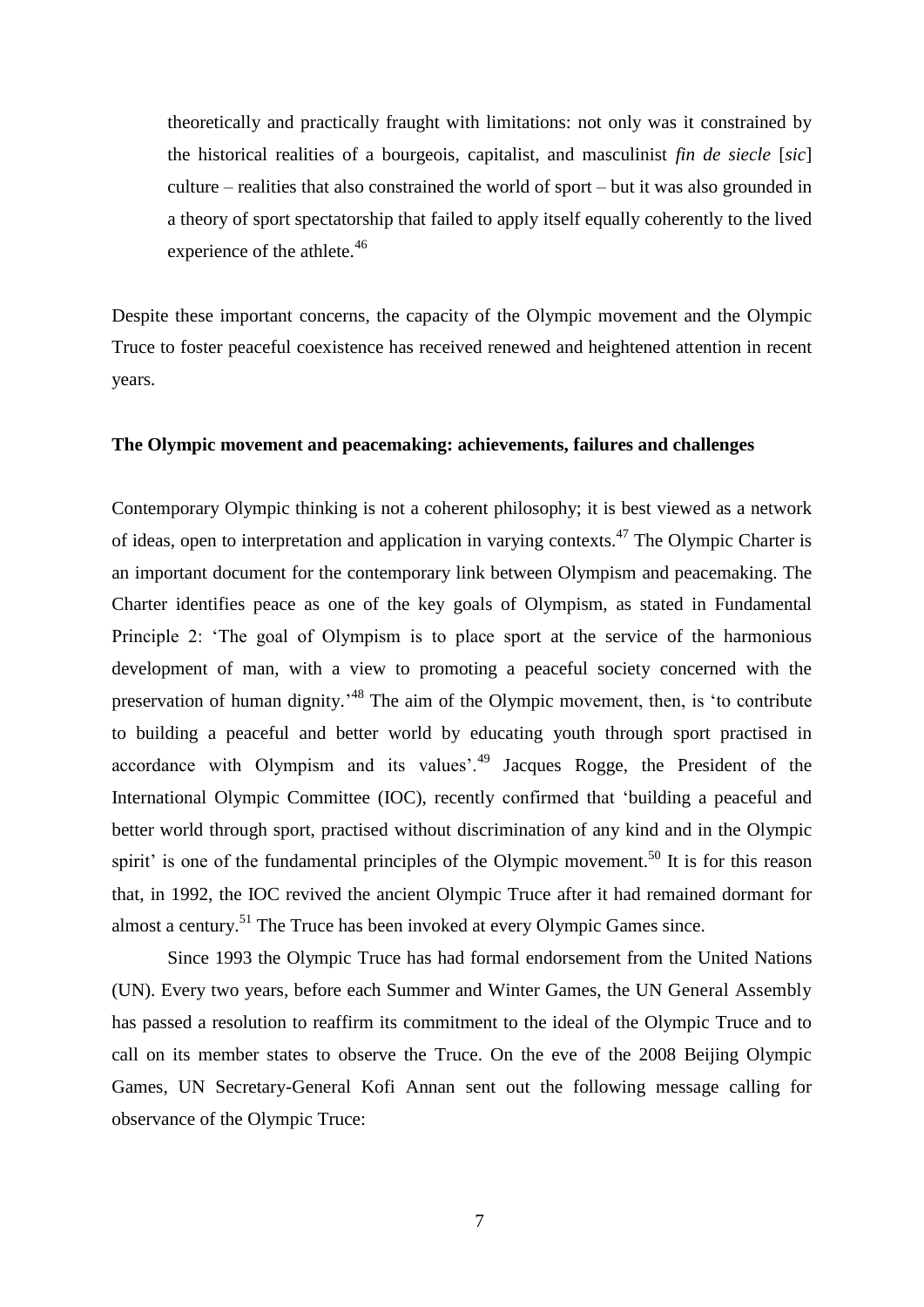> theoretically and practically fraught with limitations: not only was it constrained by the historical realities of a bourgeois, capitalist, and masculinist *fin de siecle* [*sic*] culture – realities that also constrained the world of sport – but it was also grounded in a theory of sport spectatorship that failed to apply itself equally coherently to the lived experience of the athlete.[46]

Despite these important concerns, the capacity of the Olympic movement and the Olympic Truce to foster peaceful coexistence has received renewed and heightened attention in recent years.

**The Olympic movement and peacemaking: achievements, failures and challenges**

Contemporary Olympic thinking is not a coherent philosophy; it is best viewed as a network of ideas, open to interpretation and application in varying contexts.[47] The Olympic Charter is an important document for the contemporary link between Olympism and peacemaking. The Charter identifies peace as one of the key goals of Olympism, as stated in Fundamental Principle 2: 'The goal of Olympism is to place sport at the service of the harmonious development of man, with a view to promoting a peaceful society concerned with the preservation of human dignity.'[48] The aim of the Olympic movement, then, is 'to contribute to building a peaceful and better world by educating youth through sport practised in accordance with Olympism and its values'.[49] Jacques Rogge, the President of the International Olympic Committee (IOC), recently confirmed that 'building a peaceful and better world through sport, practised without discrimination of any kind and in the Olympic spirit' is one of the fundamental principles of the Olympic movement.[50] It is for this reason that, in 1992, the IOC revived the ancient Olympic Truce after it had remained dormant for almost a century.[51] The Truce has been invoked at every Olympic Games since.

Since 1993 the Olympic Truce has had formal endorsement from the United Nations (UN). Every two years, before each Summer and Winter Games, the UN General Assembly has passed a resolution to reaffirm its commitment to the ideal of the Olympic Truce and to call on its member states to observe the Truce. On the eve of the 2008 Beijing Olympic Games, UN Secretary-General Kofi Annan sent out the following message calling for observance of the Olympic Truce: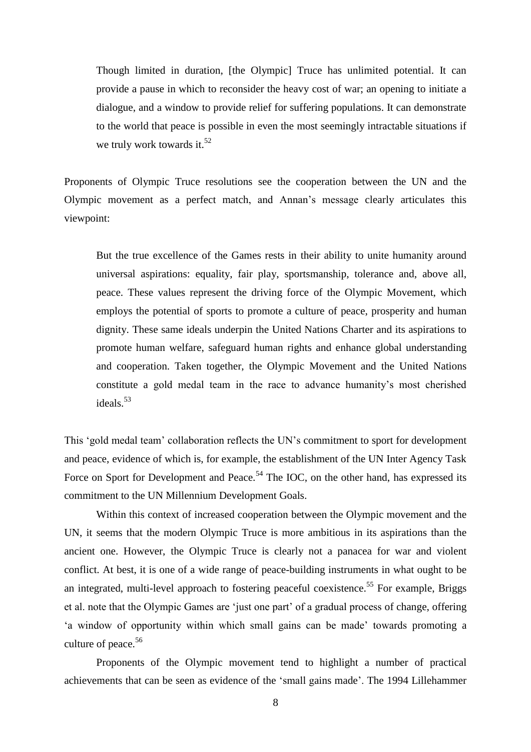> Though limited in duration, [the Olympic] Truce has unlimited potential. It can provide a pause in which to reconsider the heavy cost of war; an opening to initiate a dialogue, and a window to provide relief for suffering populations. It can demonstrate to the world that peace is possible in even the most seemingly intractable situations if we truly work towards it.[52]

Proponents of Olympic Truce resolutions see the cooperation between the UN and the Olympic movement as a perfect match, and Annan's message clearly articulates this viewpoint:

> But the true excellence of the Games rests in their ability to unite humanity around universal aspirations: equality, fair play, sportsmanship, tolerance and, above all, peace. These values represent the driving force of the Olympic Movement, which employs the potential of sports to promote a culture of peace, prosperity and human dignity. These same ideals underpin the United Nations Charter and its aspirations to promote human welfare, safeguard human rights and enhance global understanding and cooperation. Taken together, the Olympic Movement and the United Nations constitute a gold medal team in the race to advance humanity's most cherished ideals.[53]

This 'gold medal team' collaboration reflects the UN's commitment to sport for development and peace, evidence of which is, for example, the establishment of the UN Inter Agency Task Force on Sport for Development and Peace.[54] The IOC, on the other hand, has expressed its commitment to the UN Millennium Development Goals.

Within this context of increased cooperation between the Olympic movement and the UN, it seems that the modern Olympic Truce is more ambitious in its aspirations than the ancient one. However, the Olympic Truce is clearly not a panacea for war and violent conflict. At best, it is one of a wide range of peace-building instruments in what ought to be an integrated, multi-level approach to fostering peaceful coexistence.[55] For example, Briggs et al. note that the Olympic Games are 'just one part' of a gradual process of change, offering 'a window of opportunity within which small gains can be made' towards promoting a culture of peace.[56]

Proponents of the Olympic movement tend to highlight a number of practical achievements that can be seen as evidence of the 'small gains made'. The 1994 Lillehammer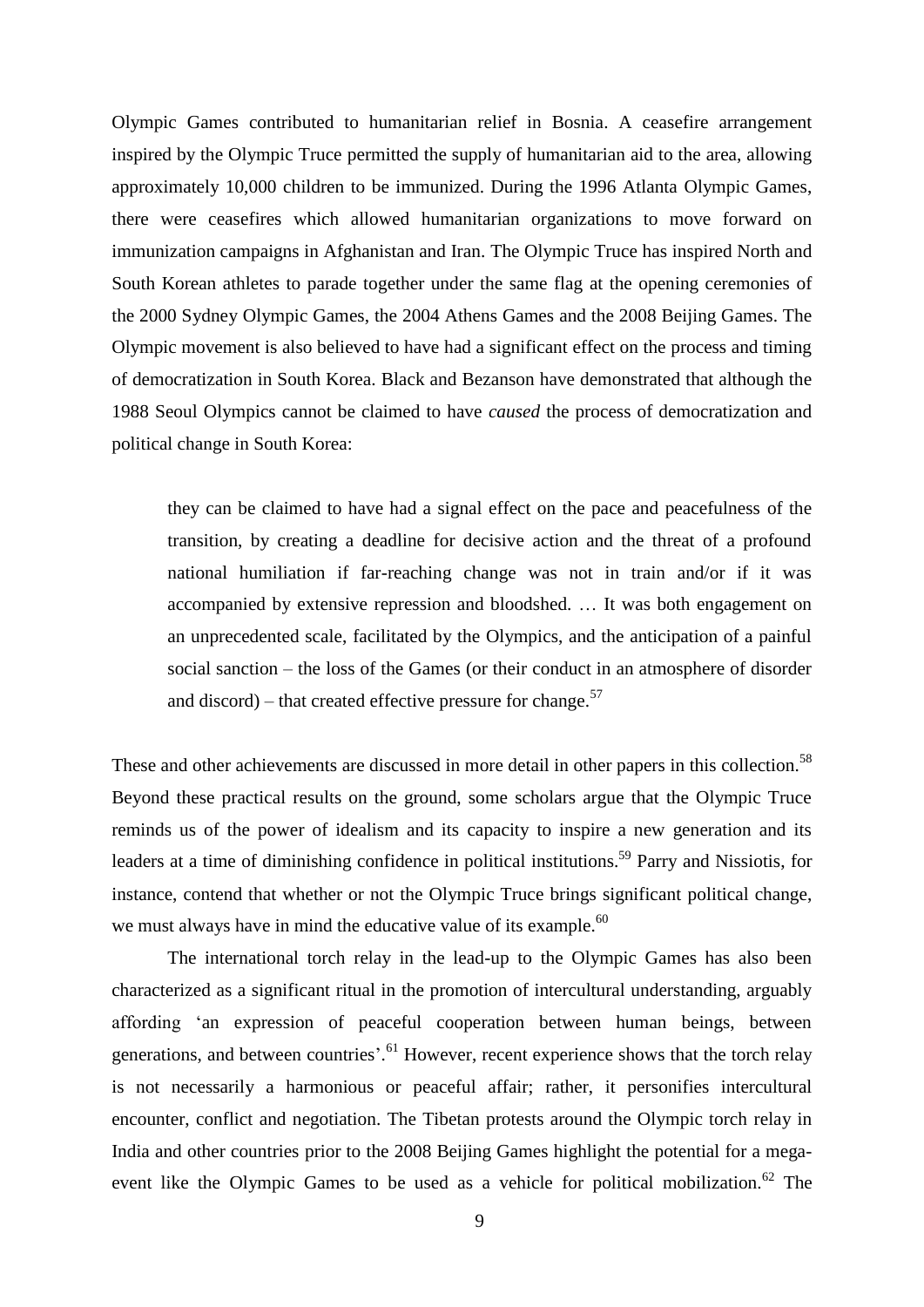Olympic Games contributed to humanitarian relief in Bosnia. A ceasefire arrangement inspired by the Olympic Truce permitted the supply of humanitarian aid to the area, allowing approximately 10,000 children to be immunized. During the 1996 Atlanta Olympic Games, there were ceasefires which allowed humanitarian organizations to move forward on immunization campaigns in Afghanistan and Iran. The Olympic Truce has inspired North and South Korean athletes to parade together under the same flag at the opening ceremonies of the 2000 Sydney Olympic Games, the 2004 Athens Games and the 2008 Beijing Games. The Olympic movement is also believed to have had a significant effect on the process and timing of democratization in South Korea. Black and Bezanson have demonstrated that although the 1988 Seoul Olympics cannot be claimed to have *caused* the process of democratization and political change in South Korea:

> they can be claimed to have had a signal effect on the pace and peacefulness of the transition, by creating a deadline for decisive action and the threat of a profound national humiliation if far-reaching change was not in train and/or if it was accompanied by extensive repression and bloodshed. … It was both engagement on an unprecedented scale, facilitated by the Olympics, and the anticipation of a painful social sanction – the loss of the Games (or their conduct in an atmosphere of disorder and discord) – that created effective pressure for change.[57]

These and other achievements are discussed in more detail in other papers in this collection.[58] Beyond these practical results on the ground, some scholars argue that the Olympic Truce reminds us of the power of idealism and its capacity to inspire a new generation and its leaders at a time of diminishing confidence in political institutions.[59] Parry and Nissiotis, for instance, contend that whether or not the Olympic Truce brings significant political change, we must always have in mind the educative value of its example.[60]

The international torch relay in the lead-up to the Olympic Games has also been characterized as a significant ritual in the promotion of intercultural understanding, arguably affording 'an expression of peaceful cooperation between human beings, between generations, and between countries'.[61] However, recent experience shows that the torch relay is not necessarily a harmonious or peaceful affair; rather, it personifies intercultural encounter, conflict and negotiation. The Tibetan protests around the Olympic torch relay in India and other countries prior to the 2008 Beijing Games highlight the potential for a mega-event like the Olympic Games to be used as a vehicle for political mobilization.[62] The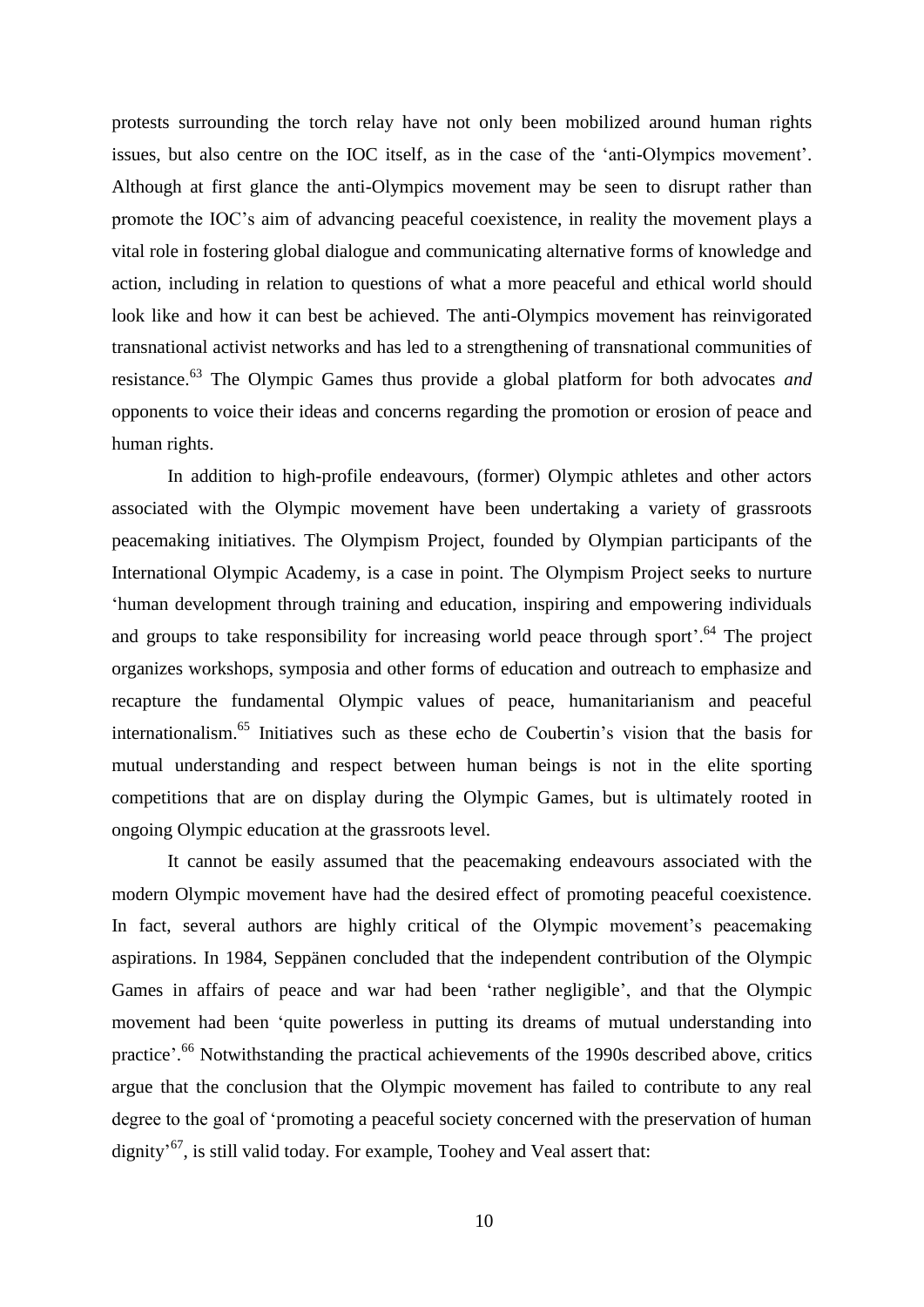protests surrounding the torch relay have not only been mobilized around human rights issues, but also centre on the IOC itself, as in the case of the 'anti-Olympics movement'. Although at first glance the anti-Olympics movement may be seen to disrupt rather than promote the IOC's aim of advancing peaceful coexistence, in reality the movement plays a vital role in fostering global dialogue and communicating alternative forms of knowledge and action, including in relation to questions of what a more peaceful and ethical world should look like and how it can best be achieved. The anti-Olympics movement has reinvigorated transnational activist networks and has led to a strengthening of transnational communities of resistance.[63] The Olympic Games thus provide a global platform for both advocates *and* opponents to voice their ideas and concerns regarding the promotion or erosion of peace and human rights.

In addition to high-profile endeavours, (former) Olympic athletes and other actors associated with the Olympic movement have been undertaking a variety of grassroots peacemaking initiatives. The Olympism Project, founded by Olympian participants of the International Olympic Academy, is a case in point. The Olympism Project seeks to nurture 'human development through training and education, inspiring and empowering individuals and groups to take responsibility for increasing world peace through sport'.[64] The project organizes workshops, symposia and other forms of education and outreach to emphasize and recapture the fundamental Olympic values of peace, humanitarianism and peaceful internationalism.[65] Initiatives such as these echo de Coubertin's vision that the basis for mutual understanding and respect between human beings is not in the elite sporting competitions that are on display during the Olympic Games, but is ultimately rooted in ongoing Olympic education at the grassroots level.

It cannot be easily assumed that the peacemaking endeavours associated with the modern Olympic movement have had the desired effect of promoting peaceful coexistence. In fact, several authors are highly critical of the Olympic movement's peacemaking aspirations. In 1984, Seppänen concluded that the independent contribution of the Olympic Games in affairs of peace and war had been 'rather negligible', and that the Olympic movement had been 'quite powerless in putting its dreams of mutual understanding into practice'.[66] Notwithstanding the practical achievements of the 1990s described above, critics argue that the conclusion that the Olympic movement has failed to contribute to any real degree to the goal of 'promoting a peaceful society concerned with the preservation of human dignity'[67], is still valid today. For example, Toohey and Veal assert that: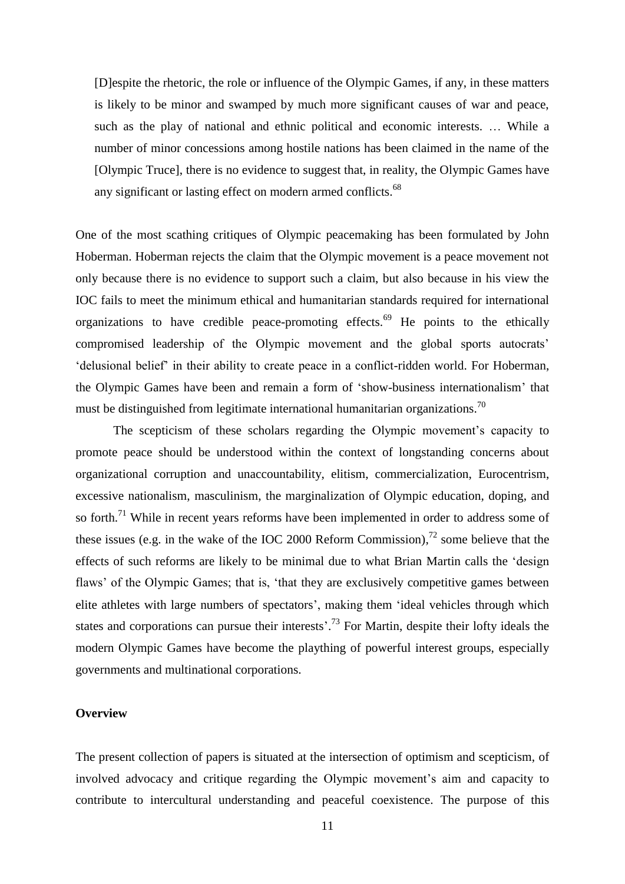> [D]espite the rhetoric, the role or influence of the Olympic Games, if any, in these matters is likely to be minor and swamped by much more significant causes of war and peace, such as the play of national and ethnic political and economic interests. … While a number of minor concessions among hostile nations has been claimed in the name of the [Olympic Truce], there is no evidence to suggest that, in reality, the Olympic Games have any significant or lasting effect on modern armed conflicts.[68]

One of the most scathing critiques of Olympic peacemaking has been formulated by John Hoberman. Hoberman rejects the claim that the Olympic movement is a peace movement not only because there is no evidence to support such a claim, but also because in his view the IOC fails to meet the minimum ethical and humanitarian standards required for international organizations to have credible peace-promoting effects.[69] He points to the ethically compromised leadership of the Olympic movement and the global sports autocrats' 'delusional belief' in their ability to create peace in a conflict-ridden world. For Hoberman, the Olympic Games have been and remain a form of 'show-business internationalism' that must be distinguished from legitimate international humanitarian organizations.[70]

The scepticism of these scholars regarding the Olympic movement's capacity to promote peace should be understood within the context of longstanding concerns about organizational corruption and unaccountability, elitism, commercialization, Eurocentrism, excessive nationalism, masculinism, the marginalization of Olympic education, doping, and so forth.[71] While in recent years reforms have been implemented in order to address some of these issues (e.g. in the wake of the IOC 2000 Reform Commission),[72] some believe that the effects of such reforms are likely to be minimal due to what Brian Martin calls the 'design flaws' of the Olympic Games; that is, 'that they are exclusively competitive games between elite athletes with large numbers of spectators', making them 'ideal vehicles through which states and corporations can pursue their interests'.[73] For Martin, despite their lofty ideals the modern Olympic Games have become the plaything of powerful interest groups, especially governments and multinational corporations.

**Overview**

The present collection of papers is situated at the intersection of optimism and scepticism, of involved advocacy and critique regarding the Olympic movement's aim and capacity to contribute to intercultural understanding and peaceful coexistence. The purpose of this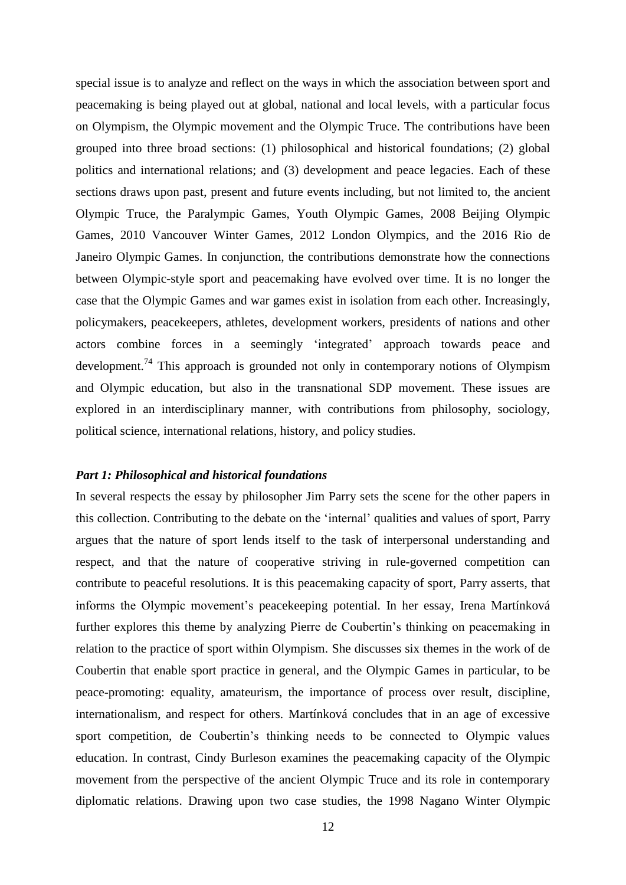special issue is to analyze and reflect on the ways in which the association between sport and peacemaking is being played out at global, national and local levels, with a particular focus on Olympism, the Olympic movement and the Olympic Truce. The contributions have been grouped into three broad sections: (1) philosophical and historical foundations; (2) global politics and international relations; and (3) development and peace legacies. Each of these sections draws upon past, present and future events including, but not limited to, the ancient Olympic Truce, the Paralympic Games, Youth Olympic Games, 2008 Beijing Olympic Games, 2010 Vancouver Winter Games, 2012 London Olympics, and the 2016 Rio de Janeiro Olympic Games. In conjunction, the contributions demonstrate how the connections between Olympic-style sport and peacemaking have evolved over time. It is no longer the case that the Olympic Games and war games exist in isolation from each other. Increasingly, policymakers, peacekeepers, athletes, development workers, presidents of nations and other actors combine forces in a seemingly 'integrated' approach towards peace and development.[74] This approach is grounded not only in contemporary notions of Olympism and Olympic education, but also in the transnational SDP movement. These issues are explored in an interdisciplinary manner, with contributions from philosophy, sociology, political science, international relations, history, and policy studies.

### *Part 1: Philosophical and historical foundations*

In several respects the essay by philosopher Jim Parry sets the scene for the other papers in this collection. Contributing to the debate on the 'internal' qualities and values of sport, Parry argues that the nature of sport lends itself to the task of interpersonal understanding and respect, and that the nature of cooperative striving in rule-governed competition can contribute to peaceful resolutions. It is this peacemaking capacity of sport, Parry asserts, that informs the Olympic movement's peacekeeping potential. In her essay, Irena Martínková further explores this theme by analyzing Pierre de Coubertin's thinking on peacemaking in relation to the practice of sport within Olympism. She discusses six themes in the work of de Coubertin that enable sport practice in general, and the Olympic Games in particular, to be peace-promoting: equality, amateurism, the importance of process over result, discipline, internationalism, and respect for others. Martínková concludes that in an age of excessive sport competition, de Coubertin's thinking needs to be connected to Olympic values education. In contrast, Cindy Burleson examines the peacemaking capacity of the Olympic movement from the perspective of the ancient Olympic Truce and its role in contemporary diplomatic relations. Drawing upon two case studies, the 1998 Nagano Winter Olympic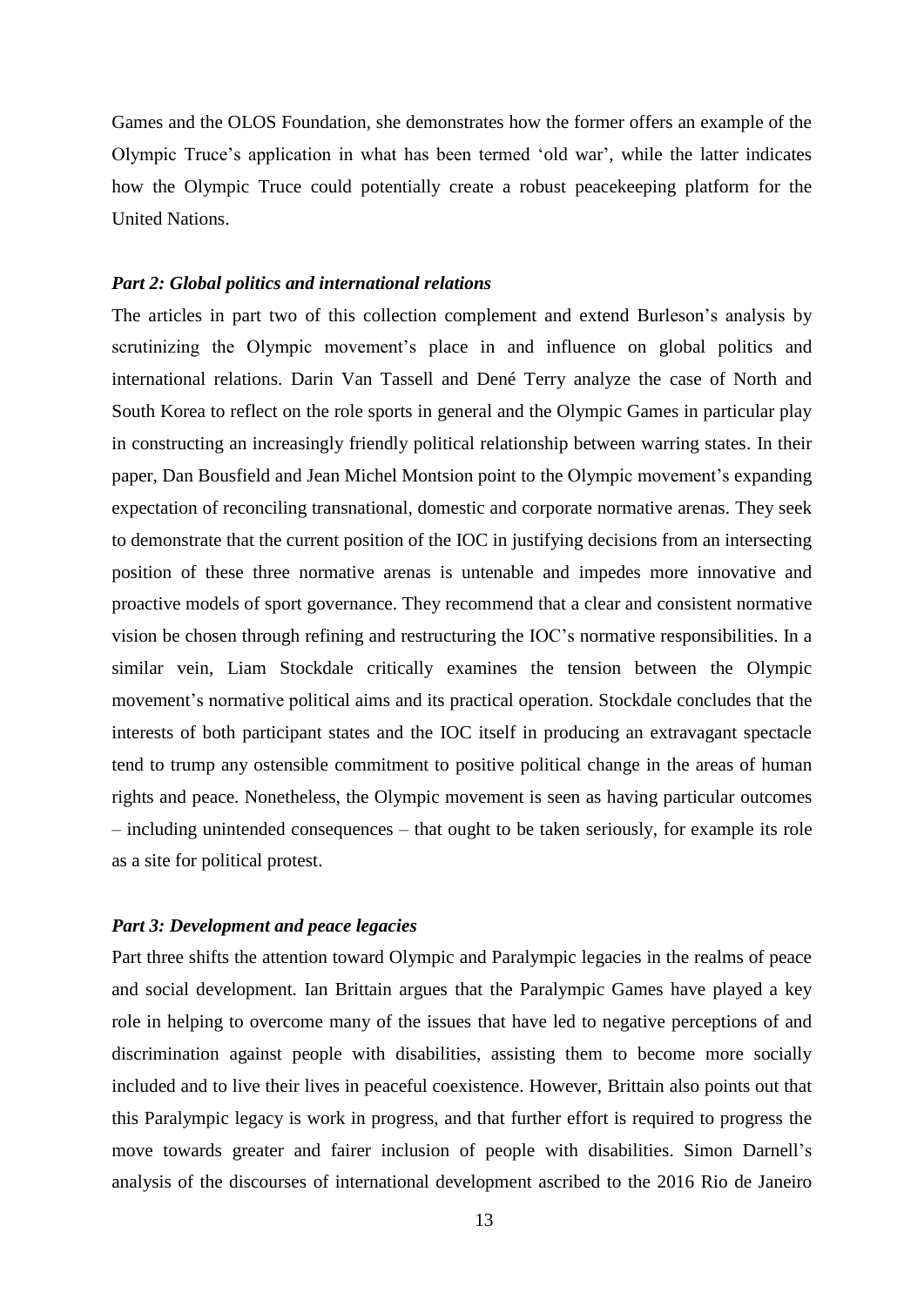Games and the OLOS Foundation, she demonstrates how the former offers an example of the Olympic Truce's application in what has been termed 'old war', while the latter indicates how the Olympic Truce could potentially create a robust peacekeeping platform for the United Nations.

### *Part 2: Global politics and international relations*

The articles in part two of this collection complement and extend Burleson's analysis by scrutinizing the Olympic movement's place in and influence on global politics and international relations. Darin Van Tassell and Dené Terry analyze the case of North and South Korea to reflect on the role sports in general and the Olympic Games in particular play in constructing an increasingly friendly political relationship between warring states. In their paper, Dan Bousfield and Jean Michel Montsion point to the Olympic movement's expanding expectation of reconciling transnational, domestic and corporate normative arenas. They seek to demonstrate that the current position of the IOC in justifying decisions from an intersecting position of these three normative arenas is untenable and impedes more innovative and proactive models of sport governance. They recommend that a clear and consistent normative vision be chosen through refining and restructuring the IOC's normative responsibilities. In a similar vein, Liam Stockdale critically examines the tension between the Olympic movement's normative political aims and its practical operation. Stockdale concludes that the interests of both participant states and the IOC itself in producing an extravagant spectacle tend to trump any ostensible commitment to positive political change in the areas of human rights and peace. Nonetheless, the Olympic movement is seen as having particular outcomes – including unintended consequences – that ought to be taken seriously, for example its role as a site for political protest.

### *Part 3: Development and peace legacies*

Part three shifts the attention toward Olympic and Paralympic legacies in the realms of peace and social development. Ian Brittain argues that the Paralympic Games have played a key role in helping to overcome many of the issues that have led to negative perceptions of and discrimination against people with disabilities, assisting them to become more socially included and to live their lives in peaceful coexistence. However, Brittain also points out that this Paralympic legacy is work in progress, and that further effort is required to progress the move towards greater and fairer inclusion of people with disabilities. Simon Darnell's analysis of the discourses of international development ascribed to the 2016 Rio de Janeiro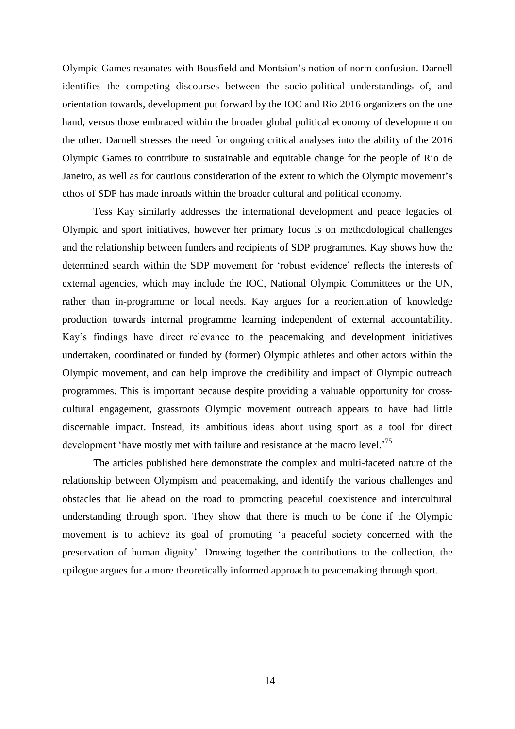Olympic Games resonates with Bousfield and Montsion's notion of norm confusion. Darnell identifies the competing discourses between the socio-political understandings of, and orientation towards, development put forward by the IOC and Rio 2016 organizers on the one hand, versus those embraced within the broader global political economy of development on the other. Darnell stresses the need for ongoing critical analyses into the ability of the 2016 Olympic Games to contribute to sustainable and equitable change for the people of Rio de Janeiro, as well as for cautious consideration of the extent to which the Olympic movement's ethos of SDP has made inroads within the broader cultural and political economy.

Tess Kay similarly addresses the international development and peace legacies of Olympic and sport initiatives, however her primary focus is on methodological challenges and the relationship between funders and recipients of SDP programmes. Kay shows how the determined search within the SDP movement for 'robust evidence' reflects the interests of external agencies, which may include the IOC, National Olympic Committees or the UN, rather than in-programme or local needs. Kay argues for a reorientation of knowledge production towards internal programme learning independent of external accountability. Kay's findings have direct relevance to the peacemaking and development initiatives undertaken, coordinated or funded by (former) Olympic athletes and other actors within the Olympic movement, and can help improve the credibility and impact of Olympic outreach programmes. This is important because despite providing a valuable opportunity for cross-cultural engagement, grassroots Olympic movement outreach appears to have had little discernable impact. Instead, its ambitious ideas about using sport as a tool for direct development 'have mostly met with failure and resistance at the macro level.'[75]

The articles published here demonstrate the complex and multi-faceted nature of the relationship between Olympism and peacemaking, and identify the various challenges and obstacles that lie ahead on the road to promoting peaceful coexistence and intercultural understanding through sport. They show that there is much to be done if the Olympic movement is to achieve its goal of promoting 'a peaceful society concerned with the preservation of human dignity'. Drawing together the contributions to the collection, the epilogue argues for a more theoretically informed approach to peacemaking through sport.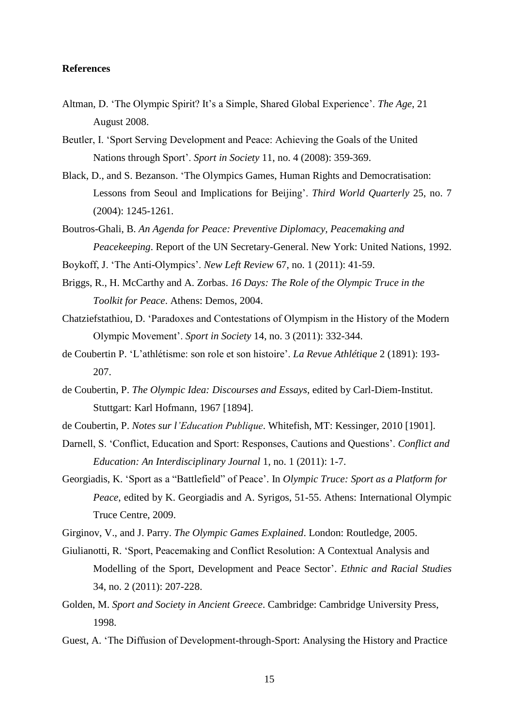**References**

Altman, D. 'The Olympic Spirit? It's a Simple, Shared Global Experience'. *The Age*, 21 August 2008.

Beutler, I. 'Sport Serving Development and Peace: Achieving the Goals of the United Nations through Sport'. *Sport in Society* 11, no. 4 (2008): 359-369.

Black, D., and S. Bezanson. 'The Olympics Games, Human Rights and Democratisation: Lessons from Seoul and Implications for Beijing'. *Third World Quarterly* 25, no. 7 (2004): 1245-1261.

Boutros-Ghali, B. *An Agenda for Peace: Preventive Diplomacy, Peacemaking and Peacekeeping*. Report of the UN Secretary-General. New York: United Nations, 1992.

Boykoff, J. 'The Anti-Olympics'. *New Left Review* 67, no. 1 (2011): 41-59.

Briggs, R., H. McCarthy and A. Zorbas. *16 Days: The Role of the Olympic Truce in the Toolkit for Peace*. Athens: Demos, 2004.

Chatziefstathiou, D. 'Paradoxes and Contestations of Olympism in the History of the Modern Olympic Movement'. *Sport in Society* 14, no. 3 (2011): 332-344.

de Coubertin P. 'L'athlétisme: son role et son histoire'. *La Revue Athlétique* 2 (1891): 193-207.

de Coubertin, P. *The Olympic Idea: Discourses and Essays*, edited by Carl-Diem-Institut. Stuttgart: Karl Hofmann, 1967 [1894].

de Coubertin, P. *Notes sur l'Education Publique*. Whitefish, MT: Kessinger, 2010 [1901].

Darnell, S. 'Conflict, Education and Sport: Responses, Cautions and Questions'. *Conflict and Education: An Interdisciplinary Journal* 1, no. 1 (2011): 1-7.

Georgiadis, K. 'Sport as a "Battlefield" of Peace'. In *Olympic Truce: Sport as a Platform for Peace*, edited by K. Georgiadis and A. Syrigos, 51-55. Athens: International Olympic Truce Centre, 2009.

Girginov, V., and J. Parry. *The Olympic Games Explained*. London: Routledge, 2005.

Giulianotti, R. 'Sport, Peacemaking and Conflict Resolution: A Contextual Analysis and Modelling of the Sport, Development and Peace Sector'. *Ethnic and Racial Studies* 34, no. 2 (2011): 207-228.

Golden, M. *Sport and Society in Ancient Greece*. Cambridge: Cambridge University Press, 1998.

Guest, A. 'The Diffusion of Development-through-Sport: Analysing the History and Practice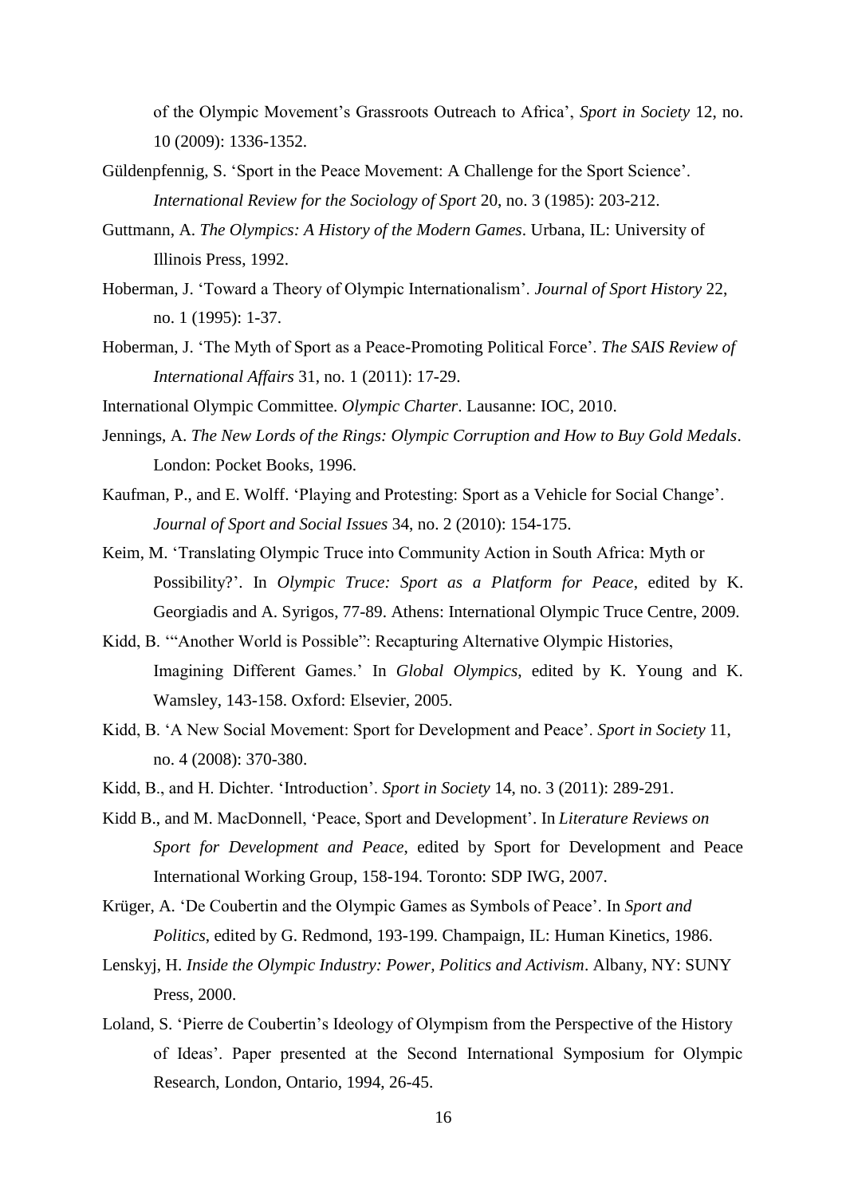of the Olympic Movement's Grassroots Outreach to Africa', *Sport in Society* 12, no. 10 (2009): 1336-1352.

Güldenpfennig, S. 'Sport in the Peace Movement: A Challenge for the Sport Science'. *International Review for the Sociology of Sport* 20, no. 3 (1985): 203-212.

Guttmann, A. *The Olympics: A History of the Modern Games*. Urbana, IL: University of Illinois Press, 1992.

Hoberman, J. 'Toward a Theory of Olympic Internationalism'. *Journal of Sport History* 22, no. 1 (1995): 1-37.

Hoberman, J. 'The Myth of Sport as a Peace-Promoting Political Force'. *The SAIS Review of International Affairs* 31, no. 1 (2011): 17-29.

International Olympic Committee. *Olympic Charter*. Lausanne: IOC, 2010.

Jennings, A. *The New Lords of the Rings: Olympic Corruption and How to Buy Gold Medals*. London: Pocket Books, 1996.

Kaufman, P., and E. Wolff. 'Playing and Protesting: Sport as a Vehicle for Social Change'. *Journal of Sport and Social Issues* 34, no. 2 (2010): 154-175.

Keim, M. 'Translating Olympic Truce into Community Action in South Africa: Myth or Possibility?'. In *Olympic Truce: Sport as a Platform for Peace*, edited by K. Georgiadis and A. Syrigos, 77-89. Athens: International Olympic Truce Centre, 2009.

Kidd, B. '"Another World is Possible": Recapturing Alternative Olympic Histories, Imagining Different Games.' In *Global Olympics*, edited by K. Young and K. Wamsley, 143-158. Oxford: Elsevier, 2005.

Kidd, B. 'A New Social Movement: Sport for Development and Peace'. *Sport in Society* 11, no. 4 (2008): 370-380.

Kidd, B., and H. Dichter. 'Introduction'. *Sport in Society* 14, no. 3 (2011): 289-291.

Kidd B., and M. MacDonnell, 'Peace, Sport and Development'. In *Literature Reviews on Sport for Development and Peace*, edited by Sport for Development and Peace International Working Group, 158-194. Toronto: SDP IWG, 2007.

Krüger, A. 'De Coubertin and the Olympic Games as Symbols of Peace'. In *Sport and Politics*, edited by G. Redmond, 193-199. Champaign, IL: Human Kinetics, 1986.

Lenskyj, H. *Inside the Olympic Industry: Power, Politics and Activism*. Albany, NY: SUNY Press, 2000.

Loland, S. 'Pierre de Coubertin's Ideology of Olympism from the Perspective of the History of Ideas'. Paper presented at the Second International Symposium for Olympic Research, London, Ontario, 1994, 26-45.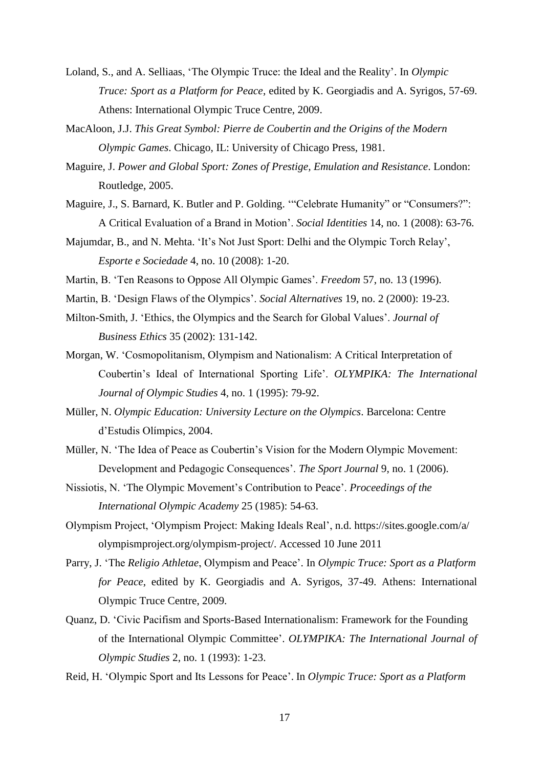Loland, S., and A. Selliaas, 'The Olympic Truce: the Ideal and the Reality'. In *Olympic Truce: Sport as a Platform for Peace*, edited by K. Georgiadis and A. Syrigos, 57-69. Athens: International Olympic Truce Centre, 2009.

MacAloon, J.J. *This Great Symbol: Pierre de Coubertin and the Origins of the Modern Olympic Games*. Chicago, IL: University of Chicago Press, 1981.

Maguire, J. *Power and Global Sport: Zones of Prestige, Emulation and Resistance*. London: Routledge, 2005.

Maguire, J., S. Barnard, K. Butler and P. Golding. '"Celebrate Humanity" or "Consumers?": A Critical Evaluation of a Brand in Motion'. *Social Identities* 14, no. 1 (2008): 63-76.

Majumdar, B., and N. Mehta. 'It's Not Just Sport: Delhi and the Olympic Torch Relay', *Esporte e Sociedade* 4, no. 10 (2008): 1-20.

Martin, B. 'Ten Reasons to Oppose All Olympic Games'. *Freedom* 57, no. 13 (1996).

Martin, B. 'Design Flaws of the Olympics'. *Social Alternatives* 19, no. 2 (2000): 19-23.

Milton-Smith, J. 'Ethics, the Olympics and the Search for Global Values'. *Journal of Business Ethics* 35 (2002): 131-142.

Morgan, W. 'Cosmopolitanism, Olympism and Nationalism: A Critical Interpretation of Coubertin's Ideal of International Sporting Life'. *OLYMPIKA: The International Journal of Olympic Studies* 4, no. 1 (1995): 79-92.

Müller, N. *Olympic Education: University Lecture on the Olympics*. Barcelona: Centre d'Estudis Olímpics, 2004.

Müller, N. 'The Idea of Peace as Coubertin's Vision for the Modern Olympic Movement: Development and Pedagogic Consequences'. *The Sport Journal* 9, no. 1 (2006).

Nissiotis, N. 'The Olympic Movement's Contribution to Peace'. *Proceedings of the International Olympic Academy* 25 (1985): 54-63.

Olympism Project, 'Olympism Project: Making Ideals Real', n.d. https://sites.google.com/a/olympismproject.org/olympism-project/. Accessed 10 June 2011

Parry, J. 'The *Religio Athletae*, Olympism and Peace'. In *Olympic Truce: Sport as a Platform for Peace*, edited by K. Georgiadis and A. Syrigos, 37-49. Athens: International Olympic Truce Centre, 2009.

Quanz, D. 'Civic Pacifism and Sports-Based Internationalism: Framework for the Founding of the International Olympic Committee'. *OLYMPIKA: The International Journal of Olympic Studies* 2, no. 1 (1993): 1-23.

Reid, H. 'Olympic Sport and Its Lessons for Peace'. In *Olympic Truce: Sport as a Platform*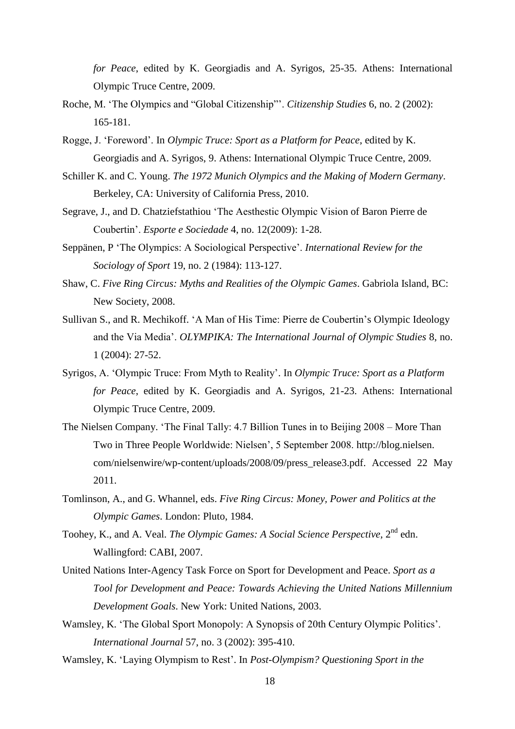*for Peace*, edited by K. Georgiadis and A. Syrigos, 25-35. Athens: International Olympic Truce Centre, 2009.

Roche, M. 'The Olympics and "Global Citizenship"'. *Citizenship Studies* 6, no. 2 (2002): 165-181.

Rogge, J. 'Foreword'. In *Olympic Truce: Sport as a Platform for Peace*, edited by K. Georgiadis and A. Syrigos, 9. Athens: International Olympic Truce Centre, 2009.

Schiller K. and C. Young. *The 1972 Munich Olympics and the Making of Modern Germany*. Berkeley, CA: University of California Press, 2010.

Segrave, J., and D. Chatziefstathiou 'The Aesthestic Olympic Vision of Baron Pierre de Coubertin'. *Esporte e Sociedade* 4, no. 12(2009): 1-28.

Seppänen, P 'The Olympics: A Sociological Perspective'. *International Review for the Sociology of Sport* 19, no. 2 (1984): 113-127.

Shaw, C. *Five Ring Circus: Myths and Realities of the Olympic Games*. Gabriola Island, BC: New Society, 2008.

Sullivan S., and R. Mechikoff. 'A Man of His Time: Pierre de Coubertin's Olympic Ideology and the Via Media'. *OLYMPIKA: The International Journal of Olympic Studies* 8, no. 1 (2004): 27-52.

Syrigos, A. 'Olympic Truce: From Myth to Reality'. In *Olympic Truce: Sport as a Platform for Peace*, edited by K. Georgiadis and A. Syrigos, 21-23. Athens: International Olympic Truce Centre, 2009.

The Nielsen Company. 'The Final Tally: 4.7 Billion Tunes in to Beijing 2008 – More Than Two in Three People Worldwide: Nielsen', 5 September 2008. http://blog.nielsen.com/nielsenwire/wp-content/uploads/2008/09/press_release3.pdf. Accessed 22 May 2011.

Tomlinson, A., and G. Whannel, eds. *Five Ring Circus: Money, Power and Politics at the Olympic Games*. London: Pluto, 1984.

Toohey, K., and A. Veal. *The Olympic Games: A Social Science Perspective*, 2nd edn. Wallingford: CABI, 2007.

United Nations Inter-Agency Task Force on Sport for Development and Peace. *Sport as a Tool for Development and Peace: Towards Achieving the United Nations Millennium Development Goals*. New York: United Nations, 2003.

Wamsley, K. 'The Global Sport Monopoly: A Synopsis of 20th Century Olympic Politics'. *International Journal* 57, no. 3 (2002): 395-410.

Wamsley, K. 'Laying Olympism to Rest'. In *Post-Olympism? Questioning Sport in the*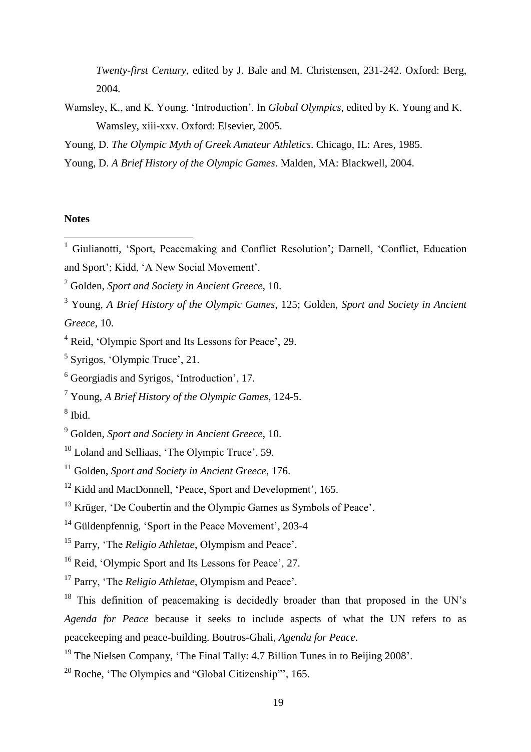*Twenty-first Century*, edited by J. Bale and M. Christensen, 231-242. Oxford: Berg, 2004.

Wamsley, K., and K. Young. 'Introduction'. In *Global Olympics*, edited by K. Young and K. Wamsley, xiii-xxv. Oxford: Elsevier, 2005.

Young, D. *The Olympic Myth of Greek Amateur Athletics*. Chicago, IL: Ares, 1985.

Young, D. *A Brief History of the Olympic Games*. Malden, MA: Blackwell, 2004.

**Notes**

[1] Giulianotti, 'Sport, Peacemaking and Conflict Resolution'; Darnell, 'Conflict, Education and Sport'; Kidd, 'A New Social Movement'.

[2] Golden, *Sport and Society in Ancient Greece*, 10.

[3] Young, *A Brief History of the Olympic Games*, 125; Golden, *Sport and Society in Ancient Greece*, 10.

[4] Reid, 'Olympic Sport and Its Lessons for Peace', 29.

[5] Syrigos, 'Olympic Truce', 21.

[6] Georgiadis and Syrigos, 'Introduction', 17.

[7] Young, *A Brief History of the Olympic Games*, 124-5.

[8] Ibid.

[9] Golden, *Sport and Society in Ancient Greece*, 10.

[10] Loland and Selliaas, 'The Olympic Truce', 59.

[11] Golden, *Sport and Society in Ancient Greece*, 176.

[12] Kidd and MacDonnell, 'Peace, Sport and Development', 165.

[13] Krüger, 'De Coubertin and the Olympic Games as Symbols of Peace'.

[14] Güldenpfennig, 'Sport in the Peace Movement', 203-4

[15] Parry, 'The *Religio Athletae*, Olympism and Peace'.

[16] Reid, 'Olympic Sport and Its Lessons for Peace', 27.

[17] Parry, 'The *Religio Athletae*, Olympism and Peace'.

[18] This definition of peacemaking is decidedly broader than that proposed in the UN's *Agenda for Peace* because it seeks to include aspects of what the UN refers to as peacekeeping and peace-building. Boutros-Ghali, *Agenda for Peace*.

[19] The Nielsen Company, 'The Final Tally: 4.7 Billion Tunes in to Beijing 2008'.

[20] Roche, 'The Olympics and "Global Citizenship"', 165.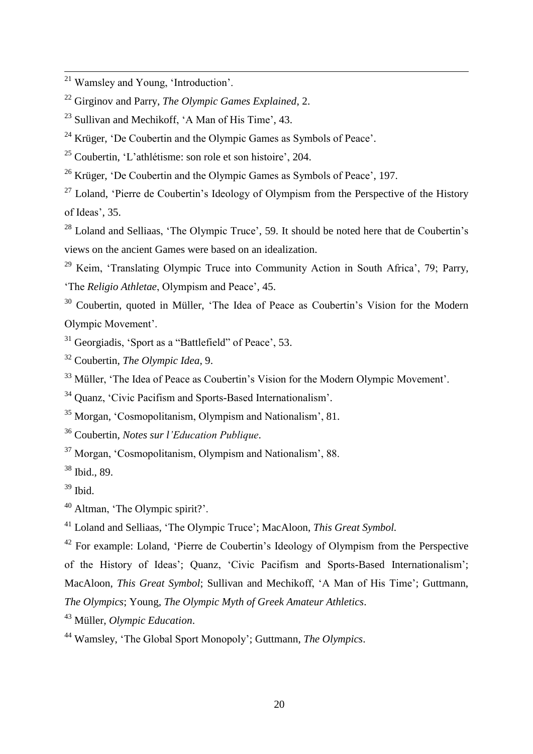[21] Wamsley and Young, ‘Introduction’.

[22] Girginov and Parry, *The Olympic Games Explained*, 2.

[23] Sullivan and Mechikoff, ‘A Man of His Time’, 43.

[24] Krüger, ‘De Coubertin and the Olympic Games as Symbols of Peace’.

[25] Coubertin, ‘L’athlétisme: son role et son histoire’, 204.

[26] Krüger, ‘De Coubertin and the Olympic Games as Symbols of Peace’, 197.

[27] Loland, ‘Pierre de Coubertin’s Ideology of Olympism from the Perspective of the History of Ideas’, 35.

[28] Loland and Selliaas, ‘The Olympic Truce’, 59. It should be noted here that de Coubertin’s views on the ancient Games were based on an idealization.

[29] Keim, ‘Translating Olympic Truce into Community Action in South Africa’, 79; Parry, ‘The *Religio Athletae*, Olympism and Peace’, 45.

[30] Coubertin, quoted in Müller, ‘The Idea of Peace as Coubertin’s Vision for the Modern Olympic Movement’.

[31] Georgiadis, ‘Sport as a “Battlefield” of Peace’, 53.

[32] Coubertin, *The Olympic Idea*, 9.

[33] Müller, ‘The Idea of Peace as Coubertin’s Vision for the Modern Olympic Movement’.

[34] Quanz, ‘Civic Pacifism and Sports-Based Internationalism’.

[35] Morgan, ‘Cosmopolitanism, Olympism and Nationalism’, 81.

[36] Coubertin, *Notes sur l’Education Publique*.

[37] Morgan, ‘Cosmopolitanism, Olympism and Nationalism’, 88.

[38] Ibid., 89.

[39] Ibid.

[40] Altman, ‘The Olympic spirit?’.

[41] Loland and Selliaas, ‘The Olympic Truce’; MacAloon, *This Great Symbol*.

[42] For example: Loland, ‘Pierre de Coubertin’s Ideology of Olympism from the Perspective of the History of Ideas’; Quanz, ‘Civic Pacifism and Sports-Based Internationalism’; MacAloon, *This Great Symbol*; Sullivan and Mechikoff, ‘A Man of His Time’; Guttmann, *The Olympics*; Young, *The Olympic Myth of Greek Amateur Athletics*.

[43] Müller, *Olympic Education*.

[44] Wamsley, ‘The Global Sport Monopoly’; Guttmann, *The Olympics*.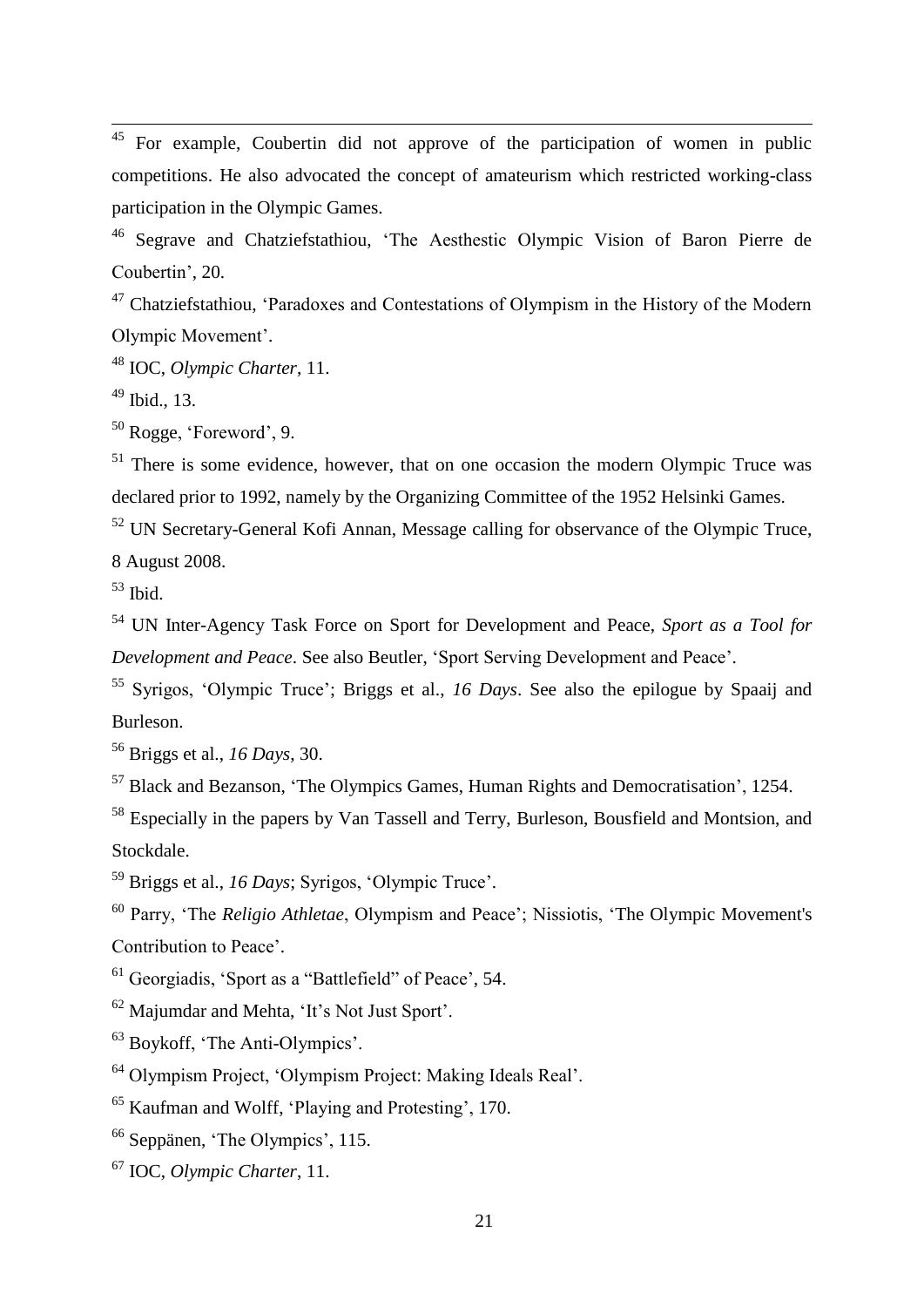[45] For example, Coubertin did not approve of the participation of women in public competitions. He also advocated the concept of amateurism which restricted working-class participation in the Olympic Games.

[46] Segrave and Chatziefstathiou, 'The Aesthestic Olympic Vision of Baron Pierre de Coubertin', 20.

[47] Chatziefstathiou, 'Paradoxes and Contestations of Olympism in the History of the Modern Olympic Movement'.

[48] IOC, *Olympic Charter*, 11.

[49] Ibid., 13.

[50] Rogge, 'Foreword', 9.

[51] There is some evidence, however, that on one occasion the modern Olympic Truce was declared prior to 1992, namely by the Organizing Committee of the 1952 Helsinki Games.

[52] UN Secretary-General Kofi Annan, Message calling for observance of the Olympic Truce, 8 August 2008.

[53] Ibid.

[54] UN Inter-Agency Task Force on Sport for Development and Peace, *Sport as a Tool for Development and Peace*. See also Beutler, 'Sport Serving Development and Peace'.

[55] Syrigos, 'Olympic Truce'; Briggs et al., *16 Days*. See also the epilogue by Spaaij and Burleson.

[56] Briggs et al., *16 Days*, 30.

[57] Black and Bezanson, 'The Olympics Games, Human Rights and Democratisation', 1254.

[58] Especially in the papers by Van Tassell and Terry, Burleson, Bousfield and Montsion, and Stockdale.

[59] Briggs et al., *16 Days*; Syrigos, 'Olympic Truce'.

[60] Parry, 'The *Religio Athletae*, Olympism and Peace'; Nissiotis, 'The Olympic Movement's Contribution to Peace'.

[61] Georgiadis, 'Sport as a "Battlefield" of Peace', 54.

[62] Majumdar and Mehta, 'It's Not Just Sport'.

[63] Boykoff, 'The Anti-Olympics'.

[64] Olympism Project, 'Olympism Project: Making Ideals Real'.

[65] Kaufman and Wolff, 'Playing and Protesting', 170.

[66] Seppänen, 'The Olympics', 115.

[67] IOC, *Olympic Charter*, 11.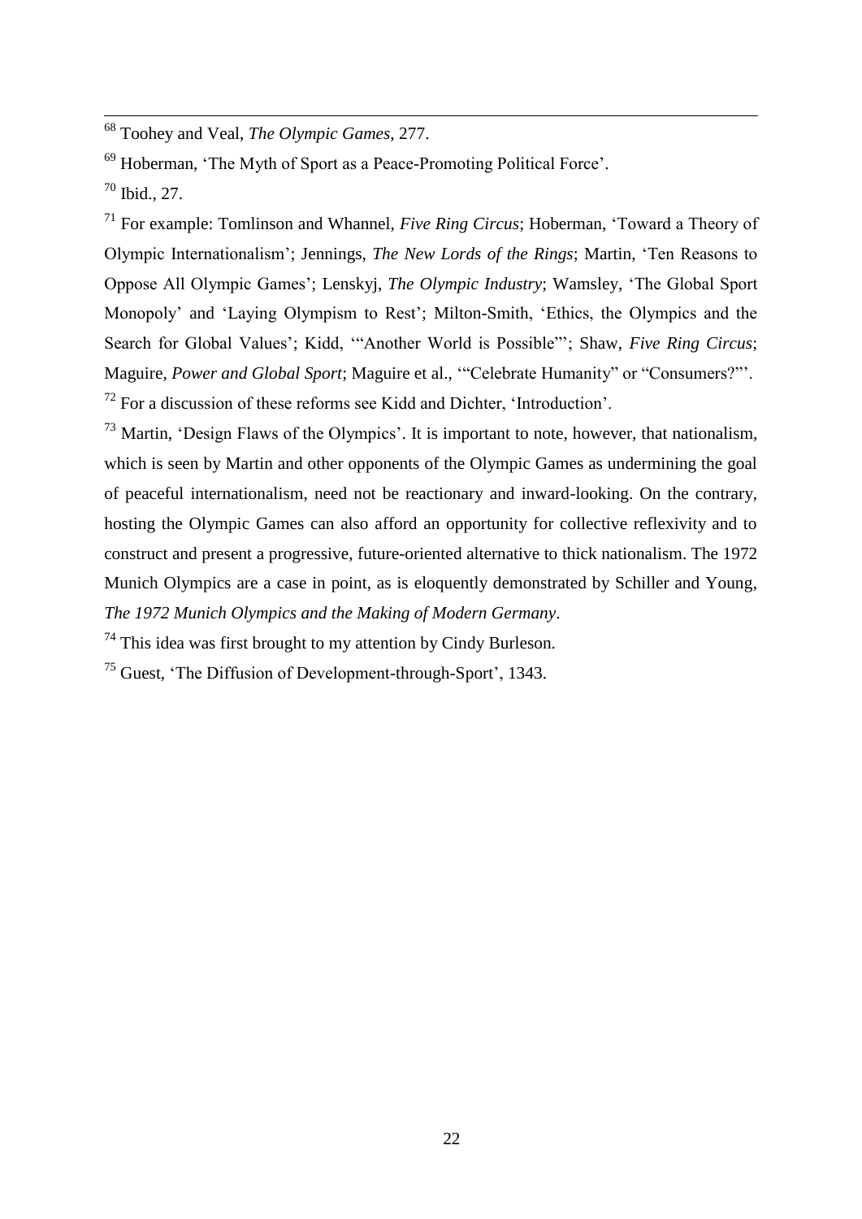[68] Toohey and Veal, *The Olympic Games*, 277.

[69] Hoberman, 'The Myth of Sport as a Peace-Promoting Political Force'.

[70] Ibid., 27.

[71] For example: Tomlinson and Whannel, *Five Ring Circus*; Hoberman, 'Toward a Theory of Olympic Internationalism'; Jennings, *The New Lords of the Rings*; Martin, 'Ten Reasons to Oppose All Olympic Games'; Lenskyj, *The Olympic Industry*; Wamsley, 'The Global Sport Monopoly' and 'Laying Olympism to Rest'; Milton-Smith, 'Ethics, the Olympics and the Search for Global Values'; Kidd, '"Another World is Possible"'; Shaw, *Five Ring Circus*; Maguire, *Power and Global Sport*; Maguire et al., '"Celebrate Humanity" or "Consumers?"'.

[72] For a discussion of these reforms see Kidd and Dichter, 'Introduction'.

[73] Martin, 'Design Flaws of the Olympics'. It is important to note, however, that nationalism, which is seen by Martin and other opponents of the Olympic Games as undermining the goal of peaceful internationalism, need not be reactionary and inward-looking. On the contrary, hosting the Olympic Games can also afford an opportunity for collective reflexivity and to construct and present a progressive, future-oriented alternative to thick nationalism. The 1972 Munich Olympics are a case in point, as is eloquently demonstrated by Schiller and Young, *The 1972 Munich Olympics and the Making of Modern Germany*.

[74] This idea was first brought to my attention by Cindy Burleson.

[75] Guest, 'The Diffusion of Development-through-Sport', 1343.